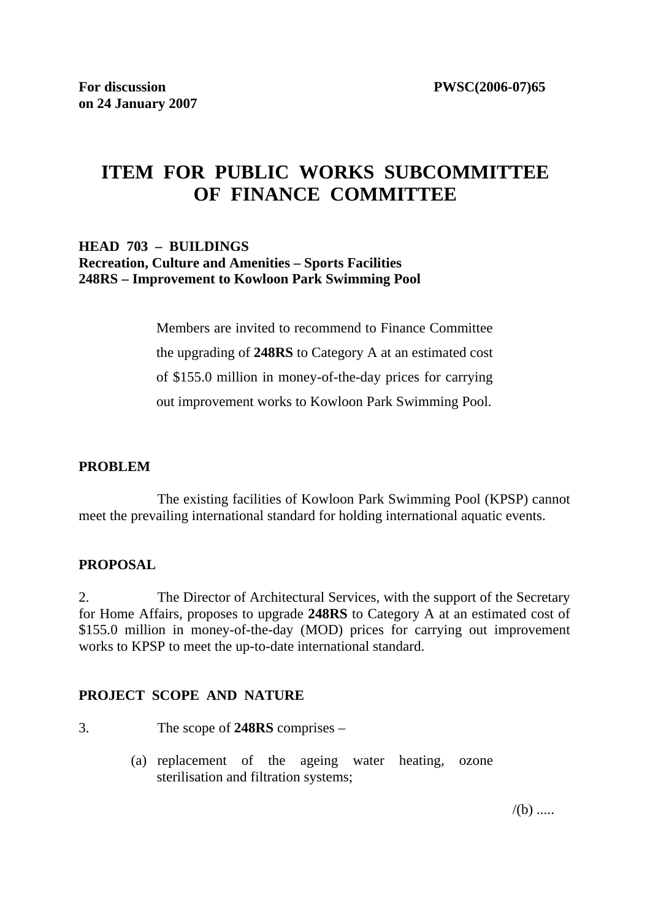**For discussion on 24 January 2007** **PWSC(2006-07)65**

# ITEM FOR PUBLIC WORKS SUBCOMMITTEE OF FINANCE COMMITTEE

**HEAD 703 – BUILDINGS**
**Recreation, Culture and Amenities – Sports Facilities**
**248RS – Improvement to Kowloon Park Swimming Pool**

> Members are invited to recommend to Finance Committee the upgrading of **248RS** to Category A at an estimated cost of $155.0 million in money-of-the-day prices for carrying out improvement works to Kowloon Park Swimming Pool.

## PROBLEM

The existing facilities of Kowloon Park Swimming Pool (KPSP) cannot meet the prevailing international standard for holding international aquatic events.

## PROPOSAL

2. The Director of Architectural Services, with the support of the Secretary for Home Affairs, proposes to upgrade **248RS** to Category A at an estimated cost of $155.0 million in money-of-the-day (MOD) prices for carrying out improvement works to KPSP to meet the up-to-date international standard.

## PROJECT SCOPE AND NATURE

3. The scope of **248RS** comprises –

(a) replacement of the ageing water heating, ozone sterilisation and filtration systems;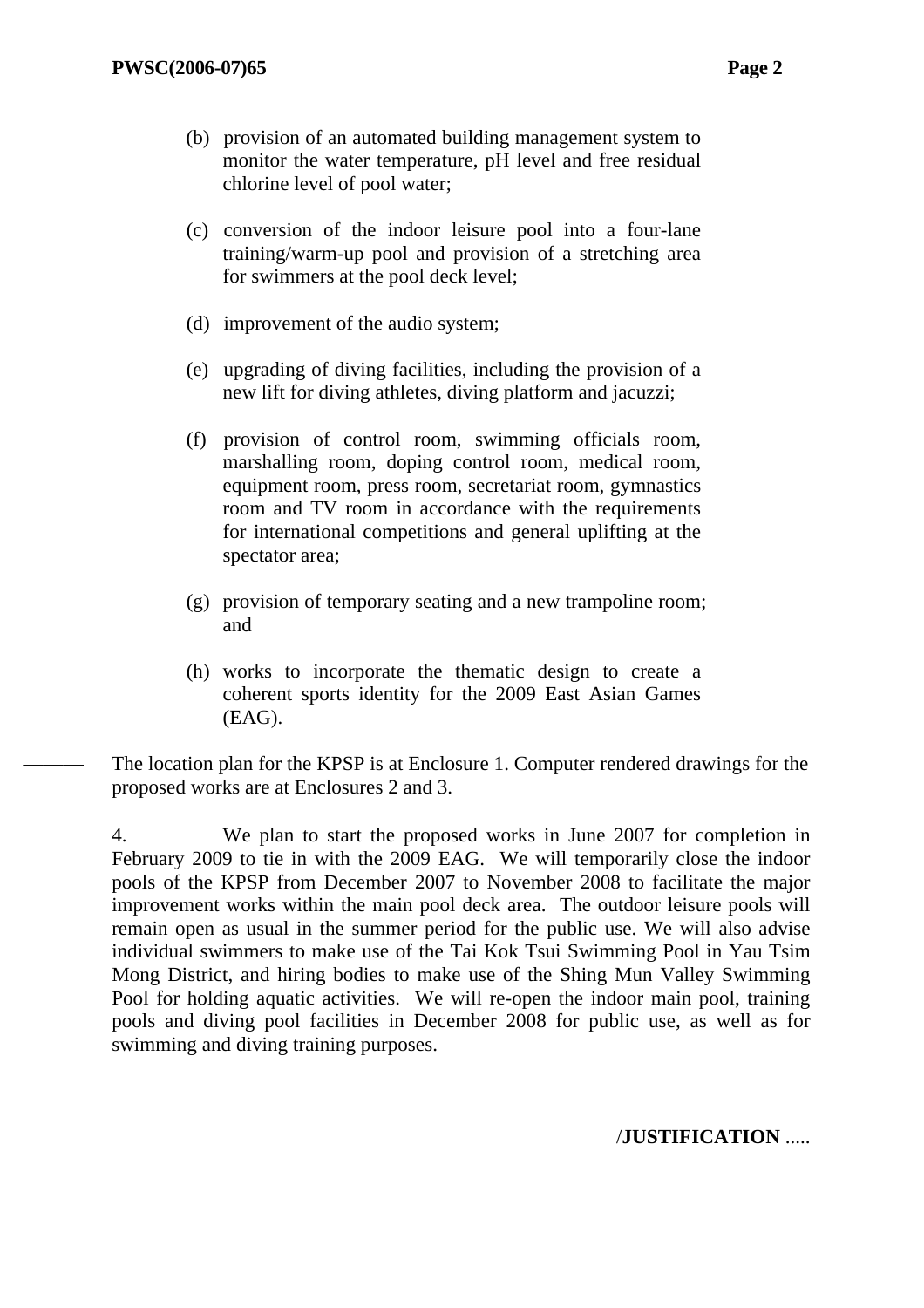(b) provision of an automated building management system to monitor the water temperature, pH level and free residual chlorine level of pool water;

(c) conversion of the indoor leisure pool into a four-lane training/warm-up pool and provision of a stretching area for swimmers at the pool deck level;

(d) improvement of the audio system;

(e) upgrading of diving facilities, including the provision of a new lift for diving athletes, diving platform and jacuzzi;

(f) provision of control room, swimming officials room, marshalling room, doping control room, medical room, equipment room, press room, secretariat room, gymnastics room and TV room in accordance with the requirements for international competitions and general uplifting at the spectator area;

(g) provision of temporary seating and a new trampoline room; and

(h) works to incorporate the thematic design to create a coherent sports identity for the 2009 East Asian Games (EAG).

The location plan for the KPSP is at Enclosure 1. Computer rendered drawings for the proposed works are at Enclosures 2 and 3.

4. We plan to start the proposed works in June 2007 for completion in February 2009 to tie in with the 2009 EAG. We will temporarily close the indoor pools of the KPSP from December 2007 to November 2008 to facilitate the major improvement works within the main pool deck area. The outdoor leisure pools will remain open as usual in the summer period for the public use. We will also advise individual swimmers to make use of the Tai Kok Tsui Swimming Pool in Yau Tsim Mong District, and hiring bodies to make use of the Shing Mun Valley Swimming Pool for holding aquatic activities. We will re-open the indoor main pool, training pools and diving pool facilities in December 2008 for public use, as well as for swimming and diving training purposes.

/**JUSTIFICATION** .....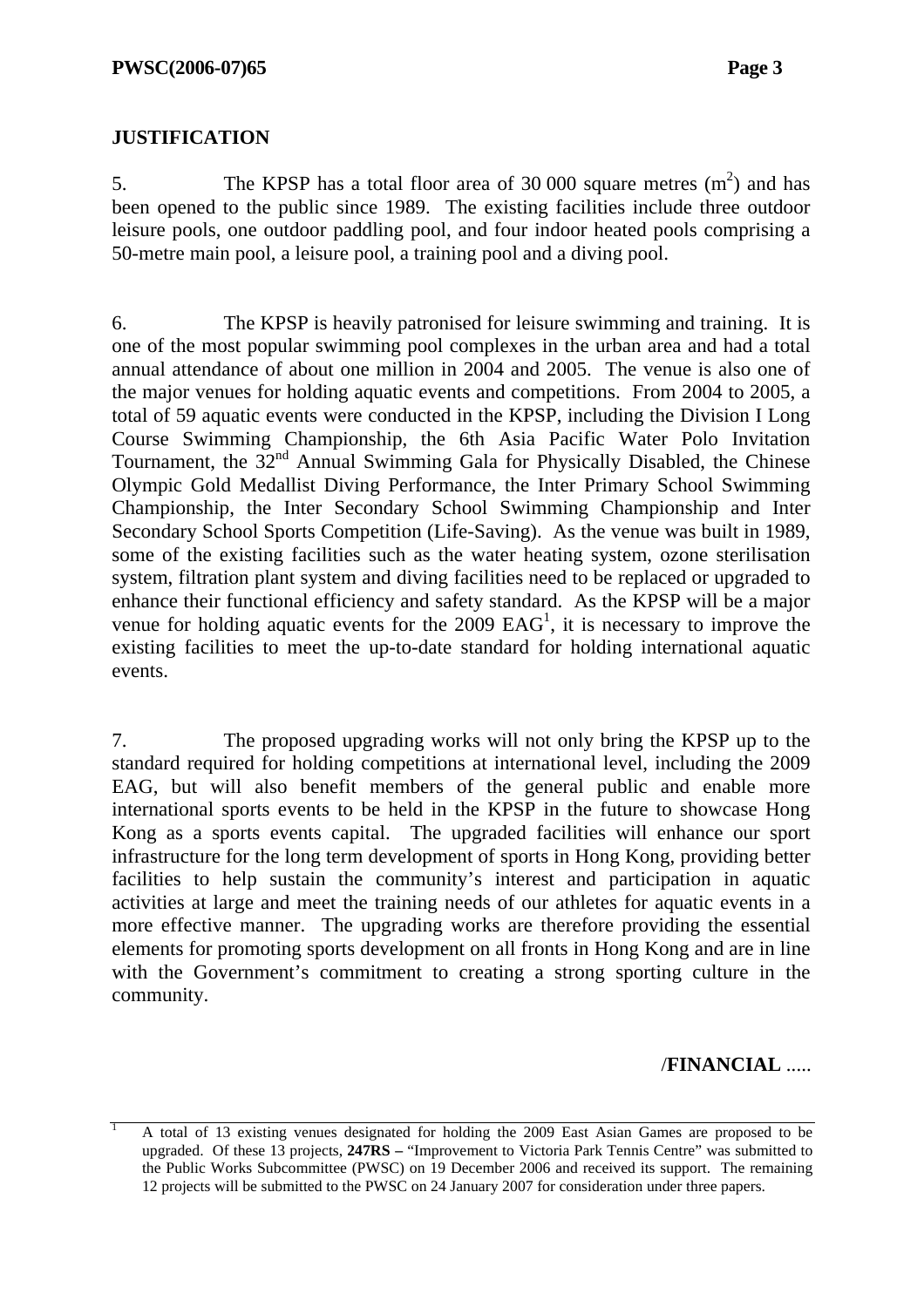## JUSTIFICATION

5. The KPSP has a total floor area of 30 000 square metres ($m^2$) and has been opened to the public since 1989. The existing facilities include three outdoor leisure pools, one outdoor paddling pool, and four indoor heated pools comprising a 50-metre main pool, a leisure pool, a training pool and a diving pool.

6. The KPSP is heavily patronised for leisure swimming and training. It is one of the most popular swimming pool complexes in the urban area and had a total annual attendance of about one million in 2004 and 2005. The venue is also one of the major venues for holding aquatic events and competitions. From 2004 to 2005, a total of 59 aquatic events were conducted in the KPSP, including the Division I Long Course Swimming Championship, the 6th Asia Pacific Water Polo Invitation Tournament, the 32nd Annual Swimming Gala for Physically Disabled, the Chinese Olympic Gold Medallist Diving Performance, the Inter Primary School Swimming Championship, the Inter Secondary School Swimming Championship and Inter Secondary School Sports Competition (Life-Saving). As the venue was built in 1989, some of the existing facilities such as the water heating system, ozone sterilisation system, filtration plant system and diving facilities need to be replaced or upgraded to enhance their functional efficiency and safety standard. As the KPSP will be a major venue for holding aquatic events for the 2009 EAG[1], it is necessary to improve the existing facilities to meet the up-to-date standard for holding international aquatic events.

7. The proposed upgrading works will not only bring the KPSP up to the standard required for holding competitions at international level, including the 2009 EAG, but will also benefit members of the general public and enable more international sports events to be held in the KPSP in the future to showcase Hong Kong as a sports events capital. The upgraded facilities will enhance our sport infrastructure for the long term development of sports in Hong Kong, providing better facilities to help sustain the community's interest and participation in aquatic activities at large and meet the training needs of our athletes for aquatic events in a more effective manner. The upgrading works are therefore providing the essential elements for promoting sports development on all fronts in Hong Kong and are in line with the Government's commitment to creating a strong sporting culture in the community.

/**FINANCIAL** .....

---

[1] A total of 13 existing venues designated for holding the 2009 East Asian Games are proposed to be upgraded. Of these 13 projects, **247RS –** "Improvement to Victoria Park Tennis Centre" was submitted to the Public Works Subcommittee (PWSC) on 19 December 2006 and received its support. The remaining 12 projects will be submitted to the PWSC on 24 January 2007 for consideration under three papers.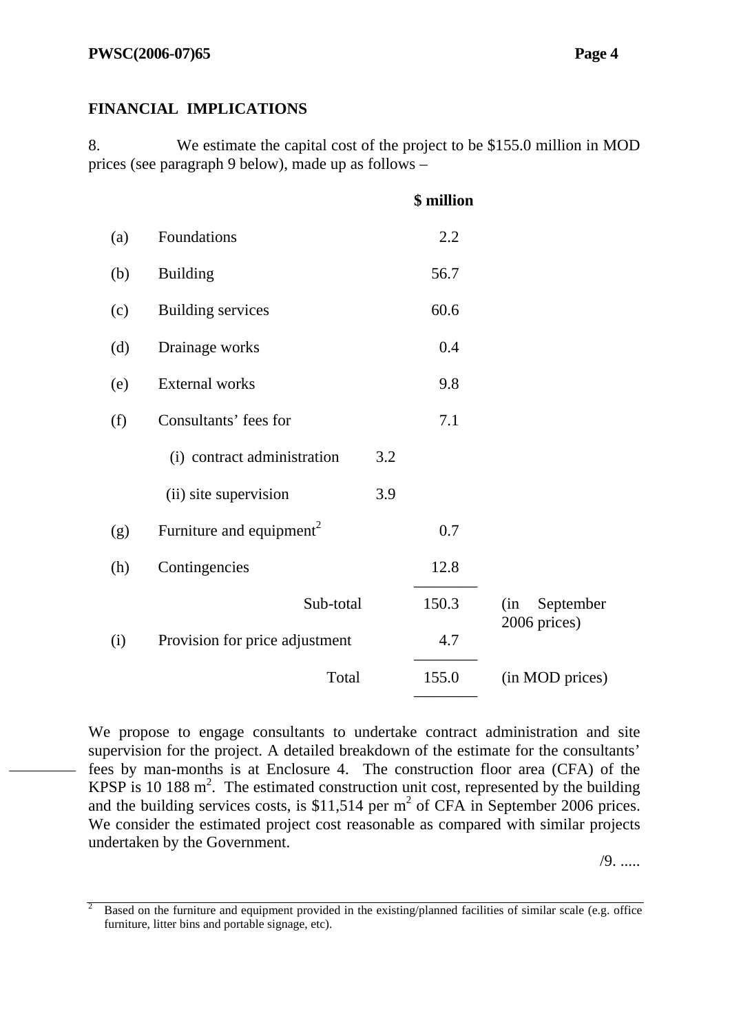## FINANCIAL IMPLICATIONS

8. We estimate the capital cost of the project to be $155.0 million in MOD prices (see paragraph 9 below), made up as follows –

| | | | $ million | |
|---|---|---|---|---|
| (a) | Foundations | | 2.2 | |
| (b) | Building | | 56.7 | |
| (c) | Building services | | 60.6 | |
| (d) | Drainage works | | 0.4 | |
| (e) | External works | | 9.8 | |
| (f) | Consultants' fees for | | 7.1 | |
| | (i) contract administration | 3.2 | | |
| | (ii) site supervision | 3.9 | | |
| (g) | Furniture and equipment[2] | | 0.7 | |
| (h) | Contingencies | | 12.8 | |
| | Sub-total | | 150.3 | (in September 2006 prices) |
| (i) | Provision for price adjustment | | 4.7 | |
| | Total | | 155.0 | (in MOD prices) |

We propose to engage consultants to undertake contract administration and site supervision for the project. A detailed breakdown of the estimate for the consultants' fees by man-months is at Enclosure 4. The construction floor area (CFA) of the KPSP is 10 188 $m^2$. The estimated construction unit cost, represented by the building and the building services costs, is $11,514 per $m^2$ of CFA in September 2006 prices. We consider the estimated project cost reasonable as compared with similar projects undertaken by the Government.

/9. .....

[2] Based on the furniture and equipment provided in the existing/planned facilities of similar scale (e.g. office furniture, litter bins and portable signage, etc).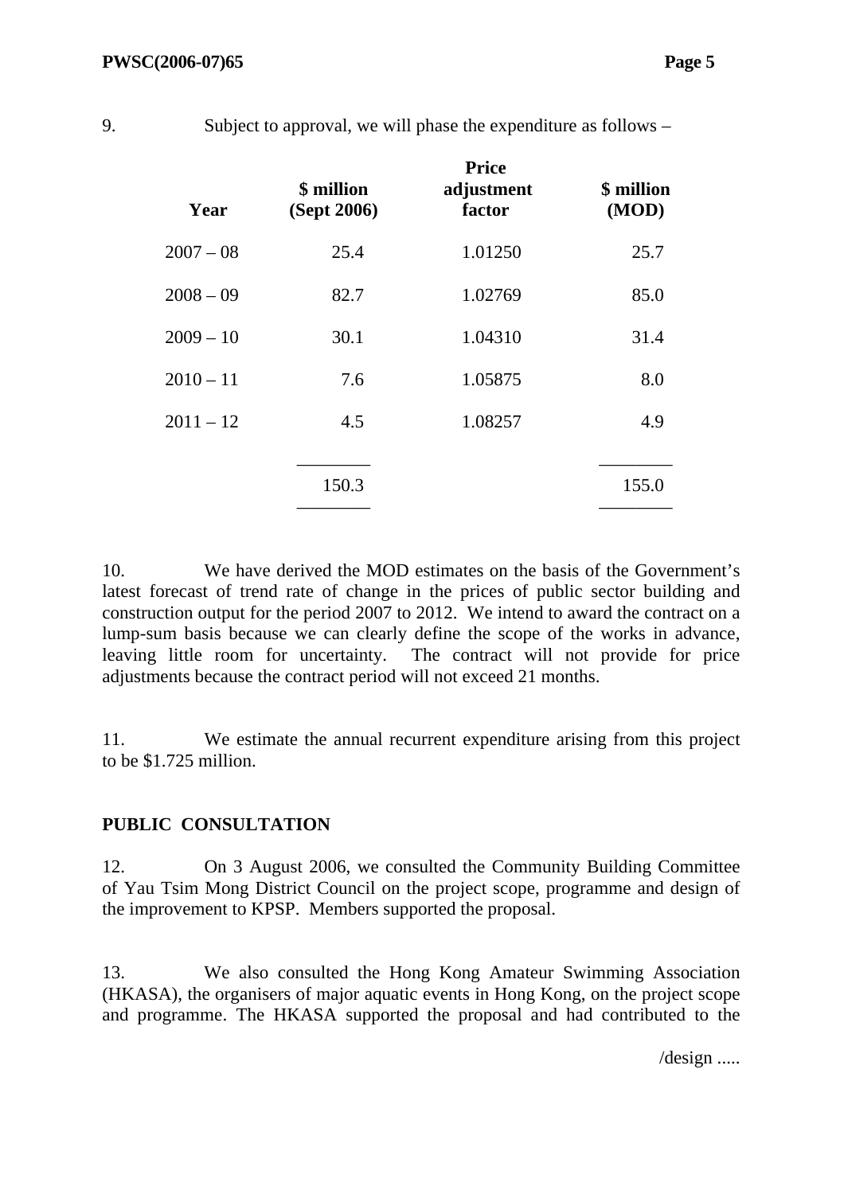9. Subject to approval, we will phase the expenditure as follows –

| Year | \$ million (Sept 2006) | Price adjustment factor | \$ million (MOD) |
|---|---|---|---|
| 2007 – 08 | 25.4 | 1.01250 | 25.7 |
| 2008 – 09 | 82.7 | 1.02769 | 85.0 |
| 2009 – 10 | 30.1 | 1.04310 | 31.4 |
| 2010 – 11 | 7.6 | 1.05875 | 8.0 |
| 2011 – 12 | 4.5 | 1.08257 | 4.9 |
| | 150.3 | | 155.0 |

10. We have derived the MOD estimates on the basis of the Government's latest forecast of trend rate of change in the prices of public sector building and construction output for the period 2007 to 2012. We intend to award the contract on a lump-sum basis because we can clearly define the scope of the works in advance, leaving little room for uncertainty. The contract will not provide for price adjustments because the contract period will not exceed 21 months.

11. We estimate the annual recurrent expenditure arising from this project to be $1.725 million.

## PUBLIC CONSULTATION

12. On 3 August 2006, we consulted the Community Building Committee of Yau Tsim Mong District Council on the project scope, programme and design of the improvement to KPSP. Members supported the proposal.

13. We also consulted the Hong Kong Amateur Swimming Association (HKASA), the organisers of major aquatic events in Hong Kong, on the project scope and programme. The HKASA supported the proposal and had contributed to the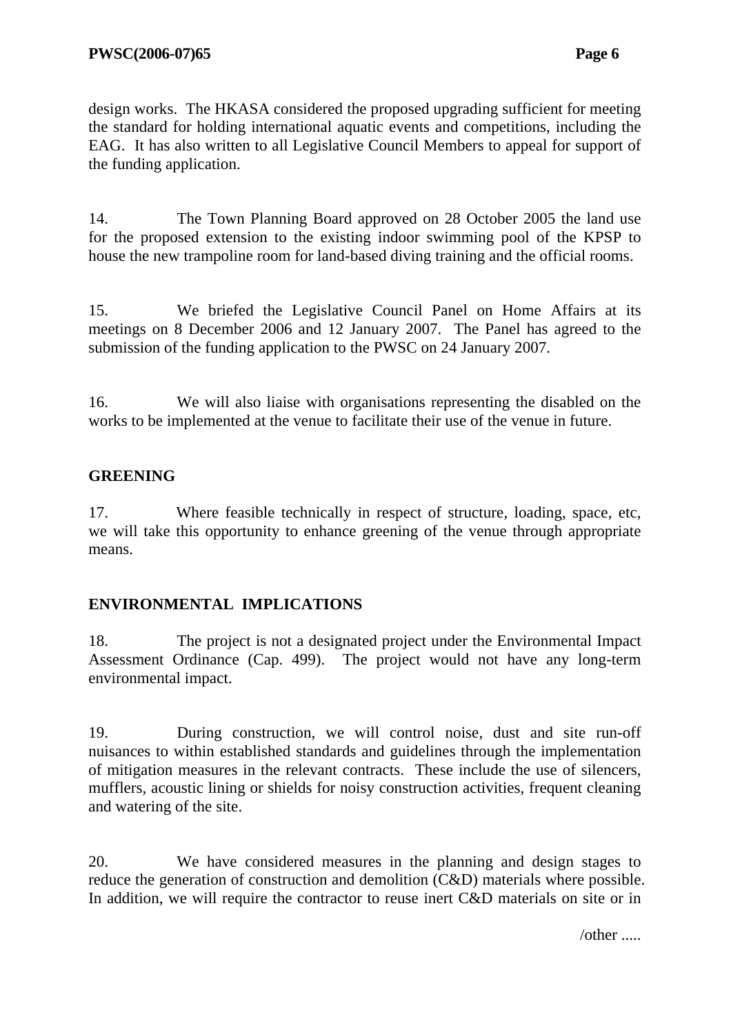design works. The HKASA considered the proposed upgrading sufficient for meeting the standard for holding international aquatic events and competitions, including the EAG. It has also written to all Legislative Council Members to appeal for support of the funding application.

14. The Town Planning Board approved on 28 October 2005 the land use for the proposed extension to the existing indoor swimming pool of the KPSP to house the new trampoline room for land-based diving training and the official rooms.

15. We briefed the Legislative Council Panel on Home Affairs at its meetings on 8 December 2006 and 12 January 2007. The Panel has agreed to the submission of the funding application to the PWSC on 24 January 2007.

16. We will also liaise with organisations representing the disabled on the works to be implemented at the venue to facilitate their use of the venue in future.

## GREENING

17. Where feasible technically in respect of structure, loading, space, etc, we will take this opportunity to enhance greening of the venue through appropriate means.

## ENVIRONMENTAL IMPLICATIONS

18. The project is not a designated project under the Environmental Impact Assessment Ordinance (Cap. 499). The project would not have any long-term environmental impact.

19. During construction, we will control noise, dust and site run-off nuisances to within established standards and guidelines through the implementation of mitigation measures in the relevant contracts. These include the use of silencers, mufflers, acoustic lining or shields for noisy construction activities, frequent cleaning and watering of the site.

20. We have considered measures in the planning and design stages to reduce the generation of construction and demolition (C&D) materials where possible. In addition, we will require the contractor to reuse inert C&D materials on site or in

/other .....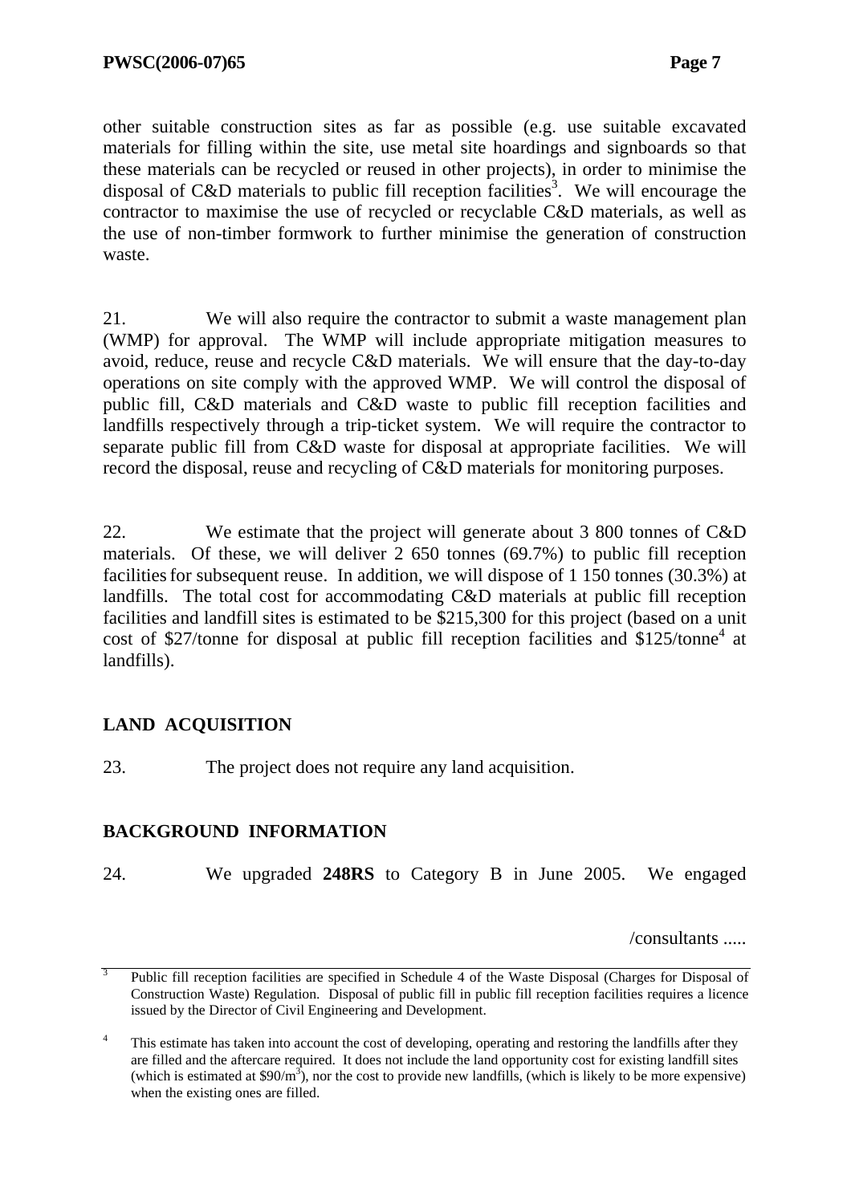other suitable construction sites as far as possible (e.g. use suitable excavated materials for filling within the site, use metal site hoardings and signboards so that these materials can be recycled or reused in other projects), in order to minimise the disposal of C&D materials to public fill reception facilities[3]. We will encourage the contractor to maximise the use of recycled or recyclable C&D materials, as well as the use of non-timber formwork to further minimise the generation of construction waste.

21. We will also require the contractor to submit a waste management plan (WMP) for approval. The WMP will include appropriate mitigation measures to avoid, reduce, reuse and recycle C&D materials. We will ensure that the day-to-day operations on site comply with the approved WMP. We will control the disposal of public fill, C&D materials and C&D waste to public fill reception facilities and landfills respectively through a trip-ticket system. We will require the contractor to separate public fill from C&D waste for disposal at appropriate facilities. We will record the disposal, reuse and recycling of C&D materials for monitoring purposes.

22. We estimate that the project will generate about 3 800 tonnes of C&D materials. Of these, we will deliver 2 650 tonnes (69.7%) to public fill reception facilities for subsequent reuse. In addition, we will dispose of 1 150 tonnes (30.3%) at landfills. The total cost for accommodating C&D materials at public fill reception facilities and landfill sites is estimated to be $215,300 for this project (based on a unit cost of $27/tonne for disposal at public fill reception facilities and $125/tonne[4] at landfills).

## LAND ACQUISITION

23. The project does not require any land acquisition.

## BACKGROUND INFORMATION

24. We upgraded **248RS** to Category B in June 2005. We engaged

/consultants .....

---

[3] Public fill reception facilities are specified in Schedule 4 of the Waste Disposal (Charges for Disposal of Construction Waste) Regulation. Disposal of public fill in public fill reception facilities requires a licence issued by the Director of Civil Engineering and Development.

[4] This estimate has taken into account the cost of developing, operating and restoring the landfills after they are filled and the aftercare required. It does not include the land opportunity cost for existing landfill sites (which is estimated at $90/m$^3$), nor the cost to provide new landfills, (which is likely to be more expensive) when the existing ones are filled.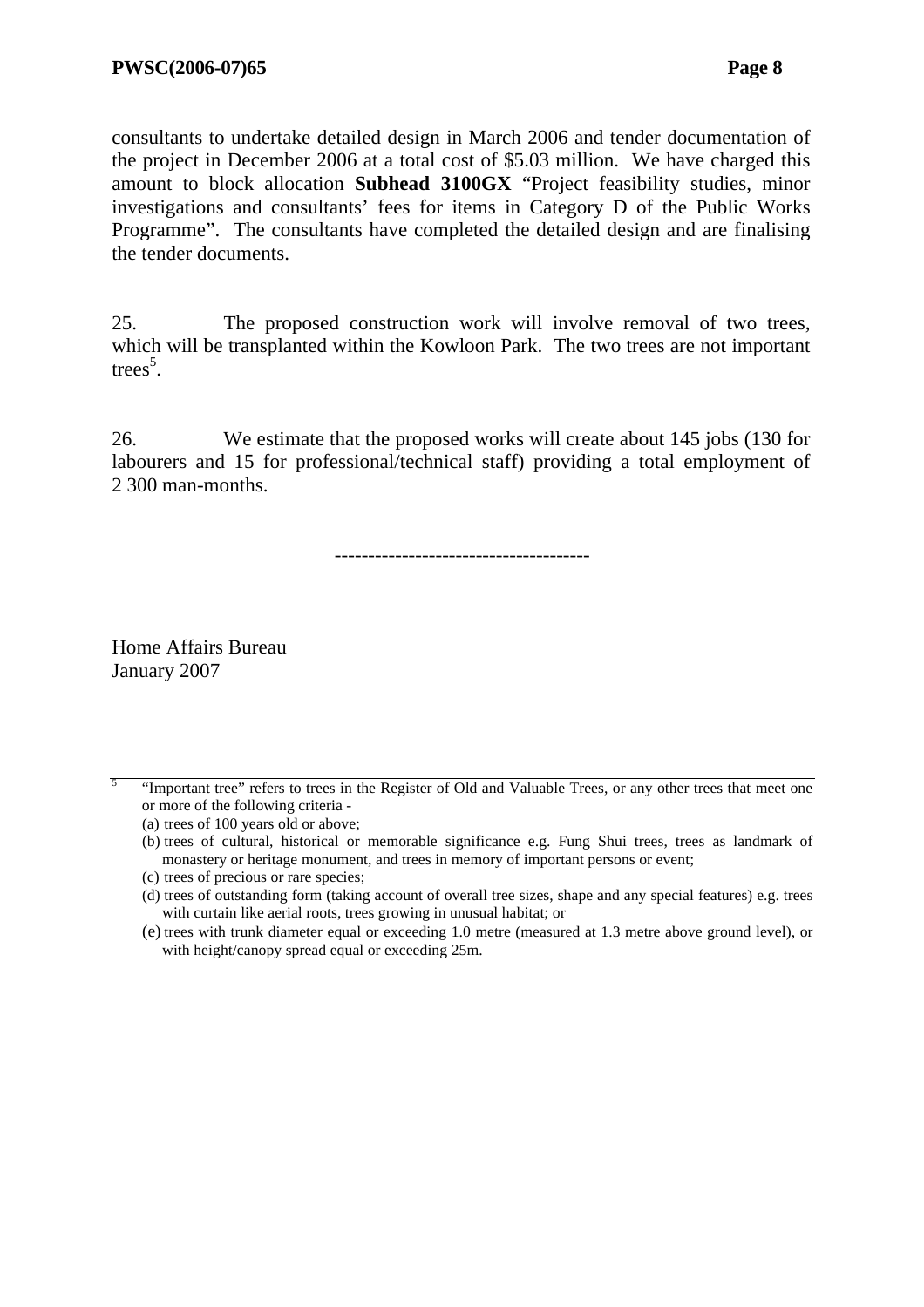consultants to undertake detailed design in March 2006 and tender documentation of the project in December 2006 at a total cost of $5.03 million. We have charged this amount to block allocation **Subhead 3100GX** "Project feasibility studies, minor investigations and consultants' fees for items in Category D of the Public Works Programme". The consultants have completed the detailed design and are finalising the tender documents.

25. The proposed construction work will involve removal of two trees, which will be transplanted within the Kowloon Park. The two trees are not important trees[5].

26. We estimate that the proposed works will create about 145 jobs (130 for labourers and 15 for professional/technical staff) providing a total employment of 2 300 man-months.

-------------------------------------

Home Affairs Bureau
January 2007

---

[5] "Important tree" refers to trees in the Register of Old and Valuable Trees, or any other trees that meet one or more of the following criteria -

(a) trees of 100 years old or above;

(b) trees of cultural, historical or memorable significance e.g. Fung Shui trees, trees as landmark of monastery or heritage monument, and trees in memory of important persons or event;

(c) trees of precious or rare species;

(d) trees of outstanding form (taking account of overall tree sizes, shape and any special features) e.g. trees with curtain like aerial roots, trees growing in unusual habitat; or

(e) trees with trunk diameter equal or exceeding 1.0 metre (measured at 1.3 metre above ground level), or with height/canopy spread equal or exceeding 25m.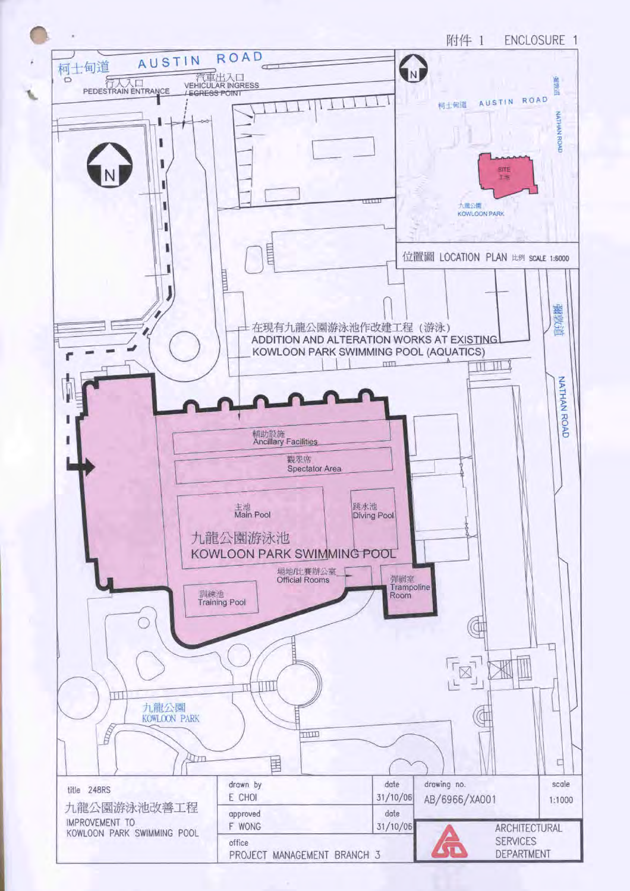附件 1　ENCLOSURE 1

柯士甸道 AUSTIN ROAD

行人入口 PEDESTRAIN ENTRANCE

汽車出入口 VEHICULAR INGRESS / EGRESS POINT

在現有九龍公園游泳池作改建工程（游泳）
ADDITION AND ALTERATION WORKS AT EXISTING KOWLOON PARK SWIMMING POOL (AQUATICS)

輔助設施 Ancillary Facilities

觀眾席 Spectator Area

主池 Main Pool

跳水池 Diving Pool

九龍公園游泳池
KOWLOON PARK SWIMMING POOL

場地/比賽辦公室 Official Rooms

彈網室 Trampoline Room

訓練池 Training Pool

九龍公園 KOWLOON PARK

彌敦道 NATHAN ROAD

位置圖 LOCATION PLAN 比例 SCALE 1:6000

柯士甸道 AUSTIN ROAD

彌敦道 NATHAN ROAD

SITE 工地

九龍公園 KOWLOON PARK

| title 248RS 九龍公園游泳池改善工程 IMPROVEMENT TO KOWLOON PARK SWIMMING POOL | drawn by E CHOI | date 31/10/06 | drawing no. AB/6966/XA001 | scale 1:1000 |
|---|---|---|---|---|
| | approved F WONG | date 31/10/06 | ARCHITECTURAL SERVICES DEPARTMENT | |
| | office PROJECT MANAGEMENT BRANCH 3 | | | |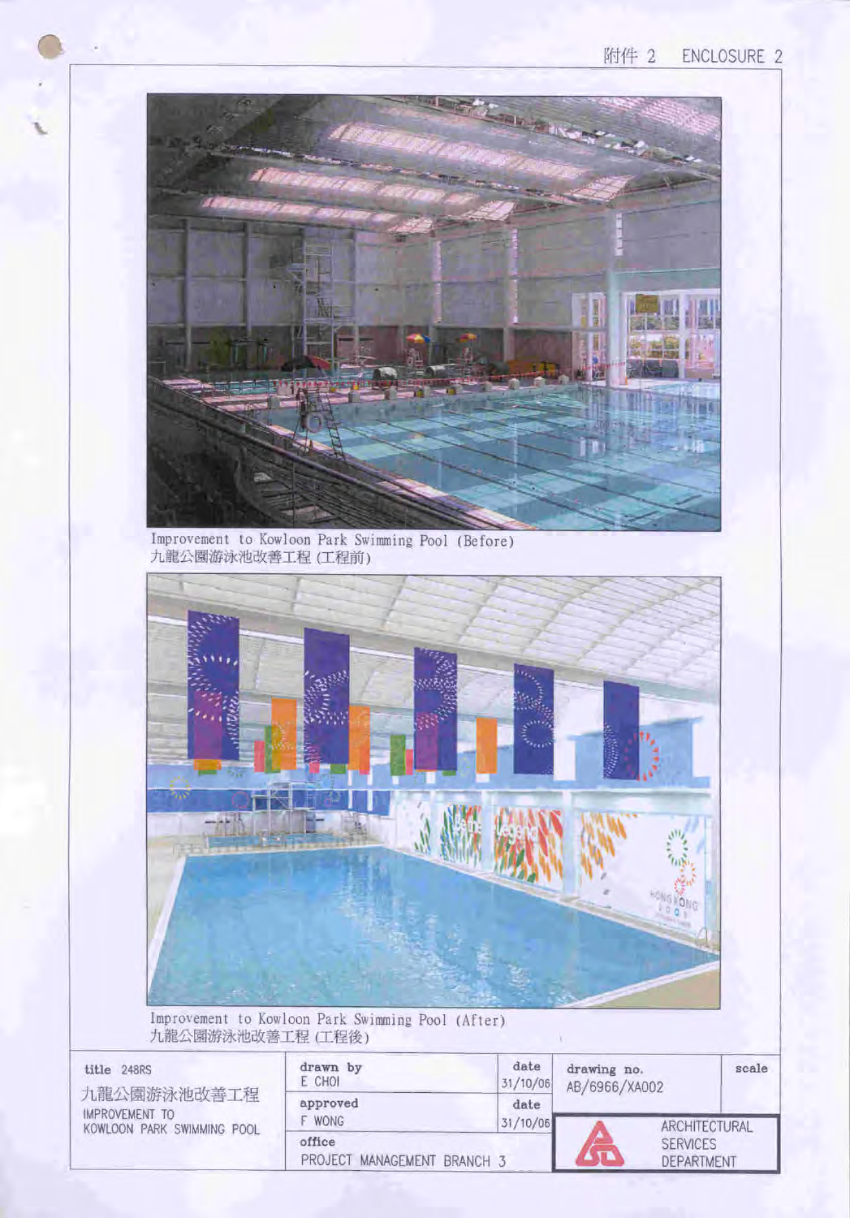附件 2 ENCLOSURE 2

Improvement to Kowloon Park Swimming Pool (Before)
九龍公園游泳池改善工程 (工程前)

Improvement to Kowloon Park Swimming Pool (After)
九龍公園游泳池改善工程 (工程後)

| title 248RS | drawn by E CHOI | date 31/10/06 | drawing no. AB/6966/XA002 | scale |
|---|---|---|---|---|
| 九龍公園游泳池改善工程 IMPROVEMENT TO KOWLOON PARK SWIMMING POOL | approved F WONG | date 31/10/06 | | |
| | office PROJECT MANAGEMENT BRANCH 3 | | ARCHITECTURAL SERVICES DEPARTMENT | |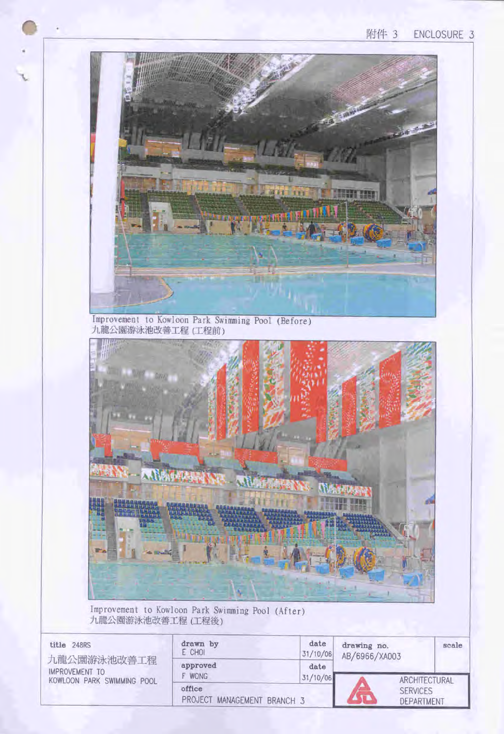附件 3 ENCLOSURE 3

Improvement to Kowloon Park Swimming Pool (Before)
九龍公園游泳池改善工程 (工程前)

Improvement to Kowloon Park Swimming Pool (After)
九龍公園游泳池改善工程 (工程後)

| title 248RS 九龍公園游泳池改善工程 IMPROVEMENT TO KOWLOON PARK SWIMMING POOL | drawn by E CHOI | date 31/10/06 | drawing no. AB/6966/XA003 | scale |
| --- | --- | --- | --- | --- |
| | approved F WONG | date 31/10/06 | ARCHITECTURAL SERVICES DEPARTMENT | |
| | office PROJECT MANAGEMENT BRANCH 3 | | | |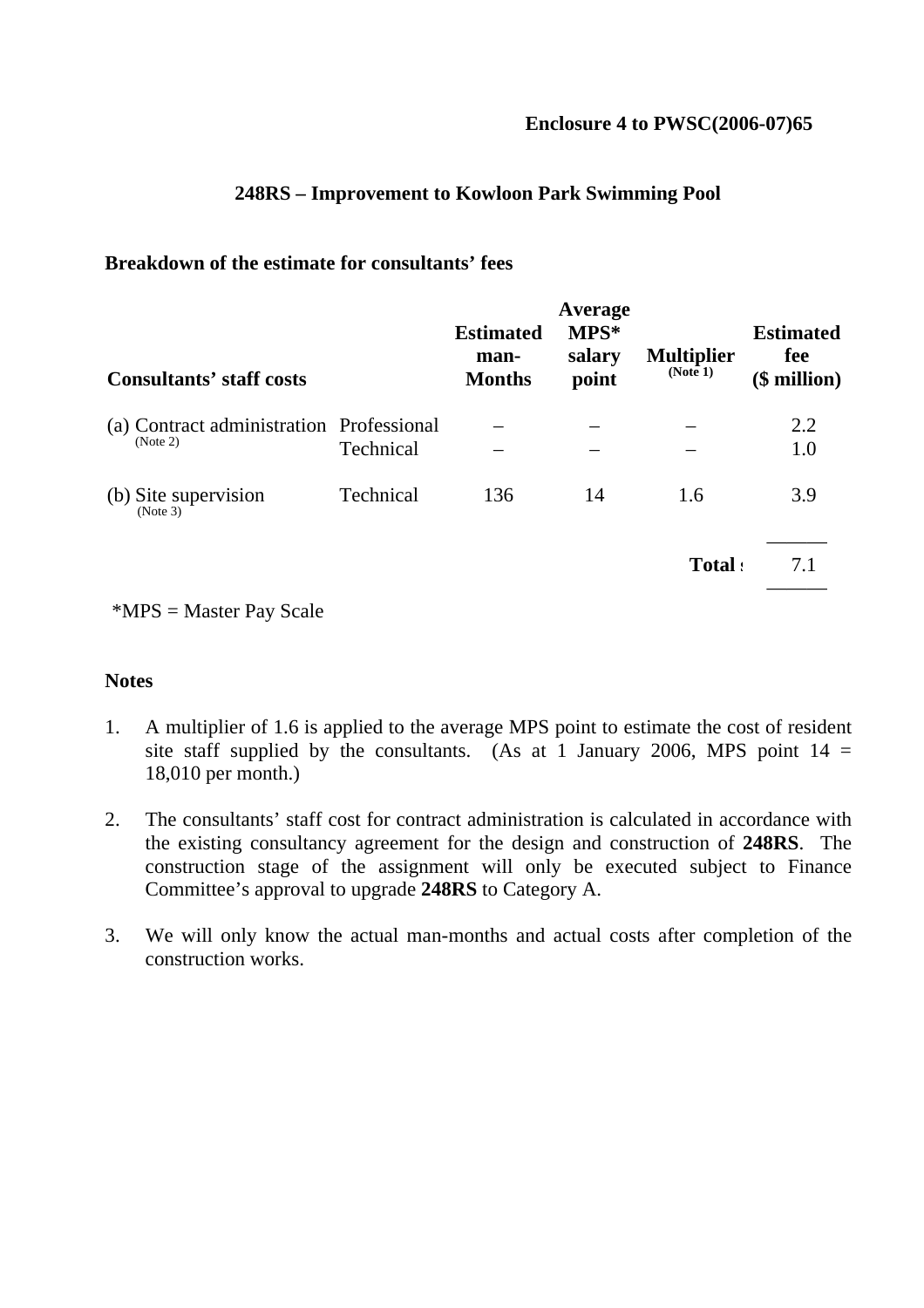**Enclosure 4 to PWSC(2006-07)65**

## 248RS – Improvement to Kowloon Park Swimming Pool

### Breakdown of the estimate for consultants' fees

| Consultants' staff costs | | Estimated man-Months | Average MPS* salary point | Multiplier (Note 1) | Estimated fee ($ million) |
|---|---|---|---|---|---|
| (a) Contract administration (Note 2) | Professional | – | – | – | 2.2 |
| | Technical | – | – | – | 1.0 |
| (b) Site supervision (Note 3) | Technical | 136 | 14 | 1.6 | 3.9 |
| | | | | **Total** | 7.1 |

*MPS = Master Pay Scale

**Notes**

1. A multiplier of 1.6 is applied to the average MPS point to estimate the cost of resident site staff supplied by the consultants. (As at 1 January 2006, MPS point 14 = 18,010 per month.)

2. The consultants' staff cost for contract administration is calculated in accordance with the existing consultancy agreement for the design and construction of **248RS**. The construction stage of the assignment will only be executed subject to Finance Committee's approval to upgrade **248RS** to Category A.

3. We will only know the actual man-months and actual costs after completion of the construction works.